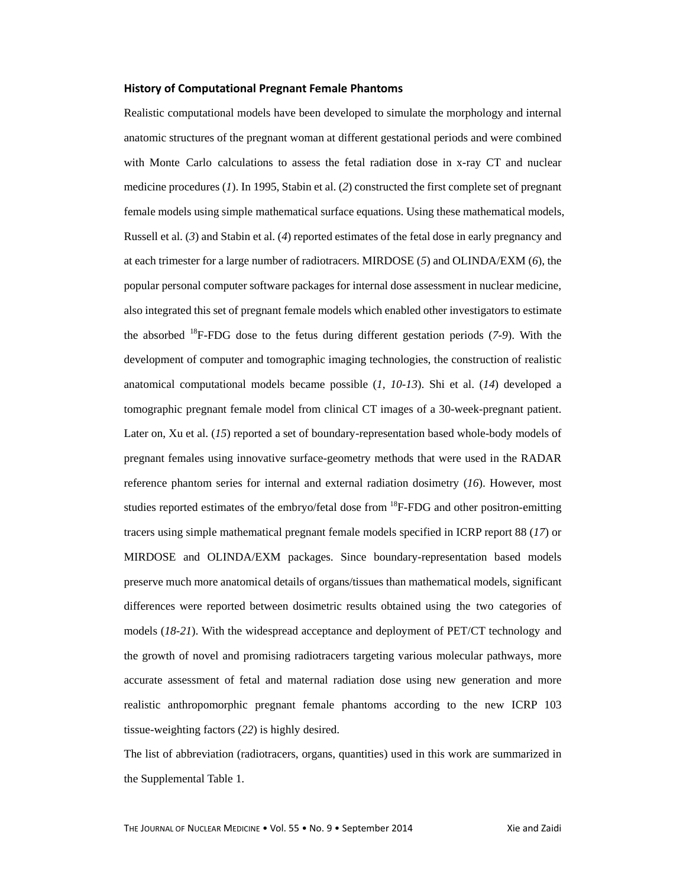### History of Computational Pregnant Female Phantoms

Realistic computational models have been developed to simulate the morphology and internal anatomic structures of the pregnant woman at different gestational periods and were combined with Monte Carlo calculations to assess the fetal radiation dose in x-ray CT and nuclear medicine procedures (*1*). In 1995, Stabin et al. (*2*) constructed the first complete set of pregnant female models using simple mathematical surface equations. Using these mathematical models, Russell et al. (*3*) and Stabin et al. (*4*) reported estimates of the fetal dose in early pregnancy and at each trimester for a large number of radiotracers. MIRDOSE (*5*) and OLINDA/EXM (*6*), the popular personal computer software packages for internal dose assessment in nuclear medicine, also integrated this set of pregnant female models which enabled other investigators to estimate the absorbed $^{18}$F-FDG dose to the fetus during different gestation periods (*7-9*). With the development of computer and tomographic imaging technologies, the construction of realistic anatomical computational models became possible (*1*, *10-13*). Shi et al. (*14*) developed a tomographic pregnant female model from clinical CT images of a 30-week-pregnant patient. Later on, Xu et al. (*15*) reported a set of boundary-representation based whole-body models of pregnant females using innovative surface-geometry methods that were used in the RADAR reference phantom series for internal and external radiation dosimetry (*16*). However, most studies reported estimates of the embryo/fetal dose from $^{18}$F-FDG and other positron-emitting tracers using simple mathematical pregnant female models specified in ICRP report 88 (*17*) or MIRDOSE and OLINDA/EXM packages. Since boundary-representation based models preserve much more anatomical details of organs/tissues than mathematical models, significant differences were reported between dosimetric results obtained using the two categories of models (*18-21*). With the widespread acceptance and deployment of PET/CT technology and the growth of novel and promising radiotracers targeting various molecular pathways, more accurate assessment of fetal and maternal radiation dose using new generation and more realistic anthropomorphic pregnant female phantoms according to the new ICRP 103 tissue-weighting factors (*22*) is highly desired.

The list of abbreviation (radiotracers, organs, quantities) used in this work are summarized in the Supplemental Table 1.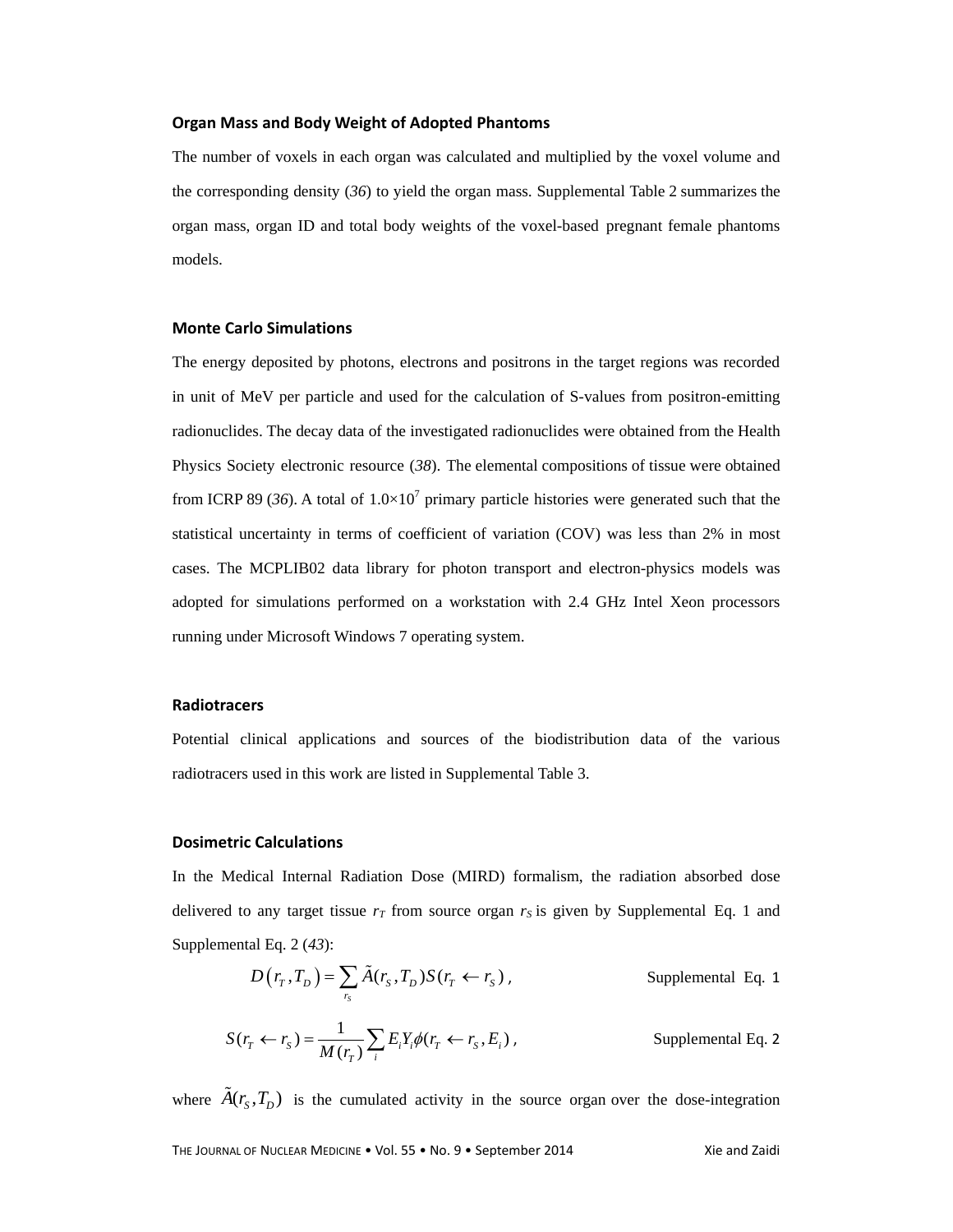### Organ Mass and Body Weight of Adopted Phantoms

The number of voxels in each organ was calculated and multiplied by the voxel volume and the corresponding density (*36*) to yield the organ mass. Supplemental Table 2 summarizes the organ mass, organ ID and total body weights of the voxel-based pregnant female phantoms models.

### Monte Carlo Simulations

The energy deposited by photons, electrons and positrons in the target regions was recorded in unit of MeV per particle and used for the calculation of S-values from positron-emitting radionuclides. The decay data of the investigated radionuclides were obtained from the Health Physics Society electronic resource (*38*). The elemental compositions of tissue were obtained from ICRP 89 (*36*). A total of $1.0 \times 10^7$ primary particle histories were generated such that the statistical uncertainty in terms of coefficient of variation (COV) was less than 2% in most cases. The MCPLIB02 data library for photon transport and electron-physics models was adopted for simulations performed on a workstation with 2.4 GHz Intel Xeon processors running under Microsoft Windows 7 operating system.

### Radiotracers

Potential clinical applications and sources of the biodistribution data of the various radiotracers used in this work are listed in Supplemental Table 3.

### Dosimetric Calculations

In the Medical Internal Radiation Dose (MIRD) formalism, the radiation absorbed dose delivered to any target tissue $r_T$ from source organ $r_S$ is given by Supplemental Eq. 1 and Supplemental Eq. 2 (*43*):

$$D\left(r_T, T_D\right) = \sum_{r_S} \tilde{A}(r_S, T_D) S(r_T \leftarrow r_S) \,, \qquad \text{Supplemental Eq. 1}$$

$$S(r_T \leftarrow r_S) = \frac{1}{M(r_T)} \sum_i E_i Y_i \phi(r_T \leftarrow r_S, E_i) \,, \qquad \text{Supplemental Eq. 2}$$

where $\tilde{A}(r_S, T_D)$ is the cumulated activity in the source organ over the dose-integration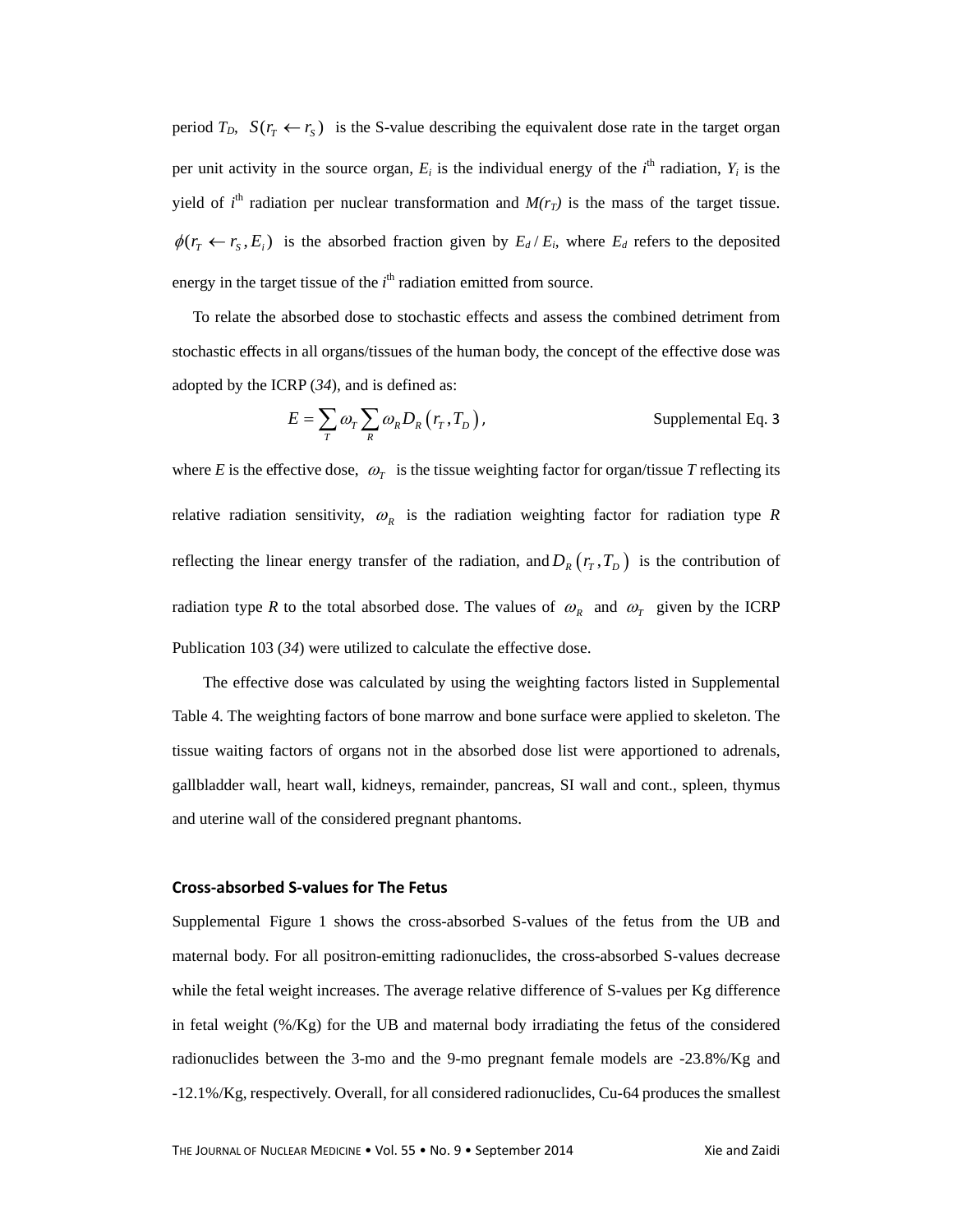period $T_D$, $S(r_T \leftarrow r_S)$ is the S-value describing the equivalent dose rate in the target organ per unit activity in the source organ, $E_i$ is the individual energy of the $i^{th}$ radiation, $Y_i$ is the yield of $i^{th}$ radiation per nuclear transformation and $M(r_T)$ is the mass of the target tissue. $\phi(r_T \leftarrow r_S, E_i)$ is the absorbed fraction given by $E_d / E_i$, where $E_d$ refers to the deposited energy in the target tissue of the $i^{th}$ radiation emitted from source.

To relate the absorbed dose to stochastic effects and assess the combined detriment from stochastic effects in all organs/tissues of the human body, the concept of the effective dose was adopted by the ICRP (*34*), and is defined as:

$$E = \sum_T \omega_T \sum_R \omega_R D_R\left(r_T, T_D\right), \qquad \text{Supplemental Eq. 3}$$

where $E$ is the effective dose, $\omega_T$ is the tissue weighting factor for organ/tissue $T$ reflecting its relative radiation sensitivity, $\omega_R$ is the radiation weighting factor for radiation type $R$ reflecting the linear energy transfer of the radiation, and $D_R\left(r_T, T_D\right)$ is the contribution of radiation type $R$ to the total absorbed dose. The values of $\omega_R$ and $\omega_T$ given by the ICRP Publication 103 (*34*) were utilized to calculate the effective dose.

The effective dose was calculated by using the weighting factors listed in Supplemental Table 4. The weighting factors of bone marrow and bone surface were applied to skeleton. The tissue waiting factors of organs not in the absorbed dose list were apportioned to adrenals, gallbladder wall, heart wall, kidneys, remainder, pancreas, SI wall and cont., spleen, thymus and uterine wall of the considered pregnant phantoms.

## Cross-absorbed S-values for The Fetus

Supplemental Figure 1 shows the cross-absorbed S-values of the fetus from the UB and maternal body. For all positron-emitting radionuclides, the cross-absorbed S-values decrease while the fetal weight increases. The average relative difference of S-values per Kg difference in fetal weight (%/Kg) for the UB and maternal body irradiating the fetus of the considered radionuclides between the 3-mo and the 9-mo pregnant female models are -23.8%/Kg and -12.1%/Kg, respectively. Overall, for all considered radionuclides, Cu-64 produces the smallest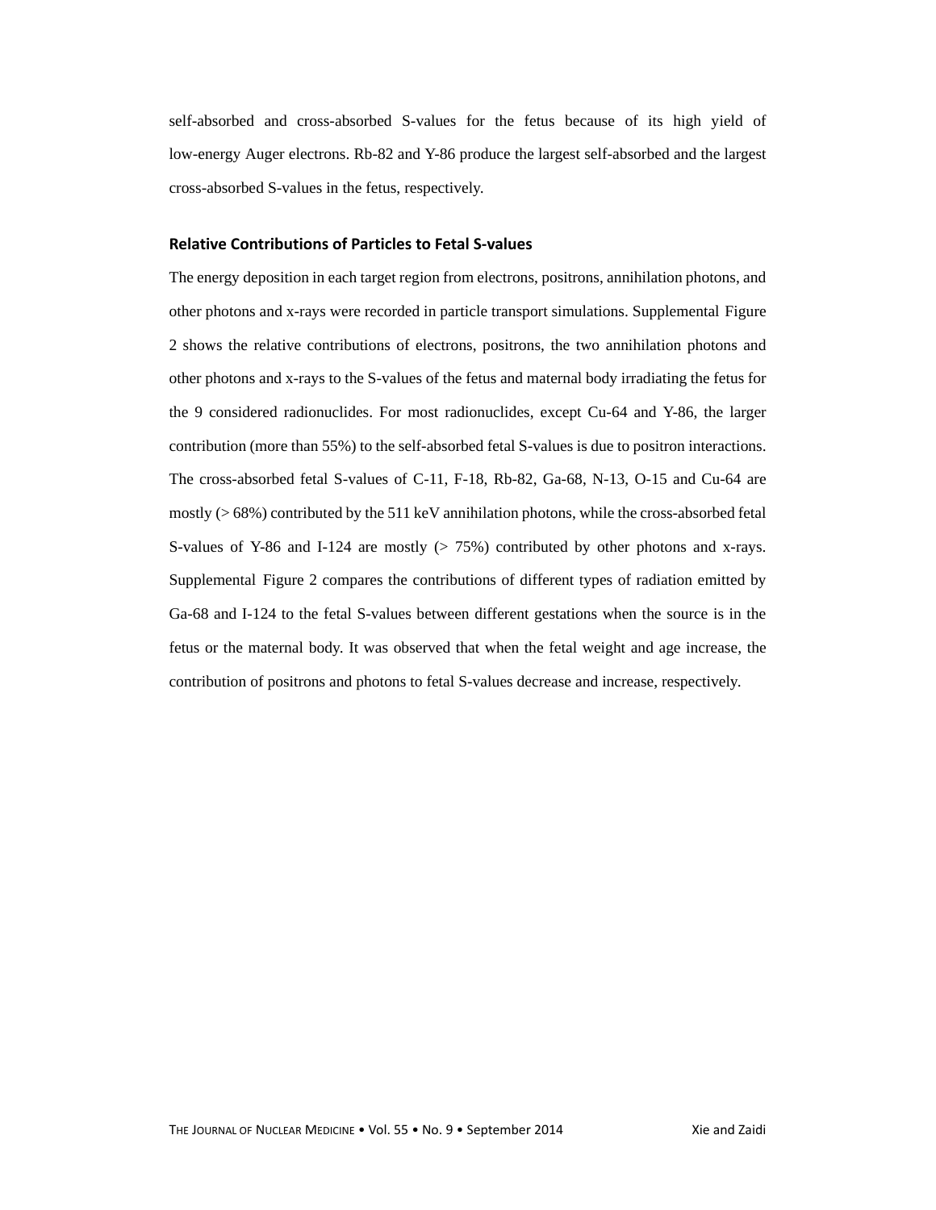self-absorbed and cross-absorbed S-values for the fetus because of its high yield of low-energy Auger electrons. Rb-82 and Y-86 produce the largest self-absorbed and the largest cross-absorbed S-values in the fetus, respectively.

### Relative Contributions of Particles to Fetal S-values

The energy deposition in each target region from electrons, positrons, annihilation photons, and other photons and x-rays were recorded in particle transport simulations. Supplemental Figure 2 shows the relative contributions of electrons, positrons, the two annihilation photons and other photons and x-rays to the S-values of the fetus and maternal body irradiating the fetus for the 9 considered radionuclides. For most radionuclides, except Cu-64 and Y-86, the larger contribution (more than 55%) to the self-absorbed fetal S-values is due to positron interactions. The cross-absorbed fetal S-values of C-11, F-18, Rb-82, Ga-68, N-13, O-15 and Cu-64 are mostly (> 68%) contributed by the 511 keV annihilation photons, while the cross-absorbed fetal S-values of Y-86 and I-124 are mostly (> 75%) contributed by other photons and x-rays. Supplemental Figure 2 compares the contributions of different types of radiation emitted by Ga-68 and I-124 to the fetal S-values between different gestations when the source is in the fetus or the maternal body. It was observed that when the fetal weight and age increase, the contribution of positrons and photons to fetal S-values decrease and increase, respectively.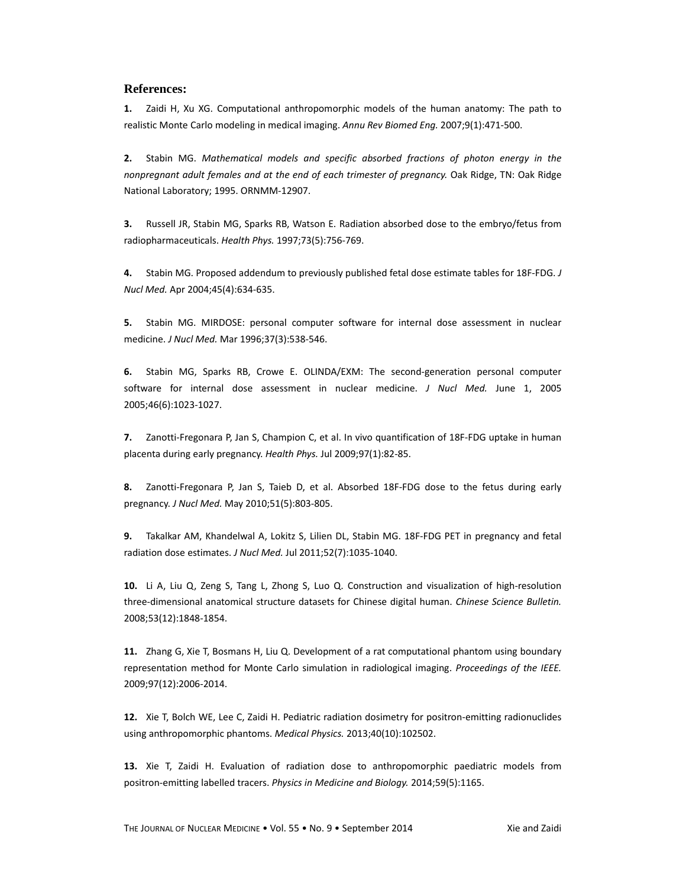## References:

**1.** Zaidi H, Xu XG. Computational anthropomorphic models of the human anatomy: The path to realistic Monte Carlo modeling in medical imaging. *Annu Rev Biomed Eng.* 2007;9(1):471-500.

**2.** Stabin MG. *Mathematical models and specific absorbed fractions of photon energy in the nonpregnant adult females and at the end of each trimester of pregnancy.* Oak Ridge, TN: Oak Ridge National Laboratory; 1995. ORNMM-12907.

**3.** Russell JR, Stabin MG, Sparks RB, Watson E. Radiation absorbed dose to the embryo/fetus from radiopharmaceuticals. *Health Phys.* 1997;73(5):756-769.

**4.** Stabin MG. Proposed addendum to previously published fetal dose estimate tables for 18F-FDG. *J Nucl Med.* Apr 2004;45(4):634-635.

**5.** Stabin MG. MIRDOSE: personal computer software for internal dose assessment in nuclear medicine. *J Nucl Med.* Mar 1996;37(3):538-546.

**6.** Stabin MG, Sparks RB, Crowe E. OLINDA/EXM: The second-generation personal computer software for internal dose assessment in nuclear medicine. *J Nucl Med.* June 1, 2005 2005;46(6):1023-1027.

**7.** Zanotti-Fregonara P, Jan S, Champion C, et al. In vivo quantification of 18F-FDG uptake in human placenta during early pregnancy. *Health Phys.* Jul 2009;97(1):82-85.

**8.** Zanotti-Fregonara P, Jan S, Taieb D, et al. Absorbed 18F-FDG dose to the fetus during early pregnancy. *J Nucl Med.* May 2010;51(5):803-805.

**9.** Takalkar AM, Khandelwal A, Lokitz S, Lilien DL, Stabin MG. 18F-FDG PET in pregnancy and fetal radiation dose estimates. *J Nucl Med.* Jul 2011;52(7):1035-1040.

**10.** Li A, Liu Q, Zeng S, Tang L, Zhong S, Luo Q. Construction and visualization of high-resolution three-dimensional anatomical structure datasets for Chinese digital human. *Chinese Science Bulletin.* 2008;53(12):1848-1854.

**11.** Zhang G, Xie T, Bosmans H, Liu Q. Development of a rat computational phantom using boundary representation method for Monte Carlo simulation in radiological imaging. *Proceedings of the IEEE.* 2009;97(12):2006-2014.

**12.** Xie T, Bolch WE, Lee C, Zaidi H. Pediatric radiation dosimetry for positron-emitting radionuclides using anthropomorphic phantoms. *Medical Physics.* 2013;40(10):102502.

**13.** Xie T, Zaidi H. Evaluation of radiation dose to anthropomorphic paediatric models from positron-emitting labelled tracers. *Physics in Medicine and Biology.* 2014;59(5):1165.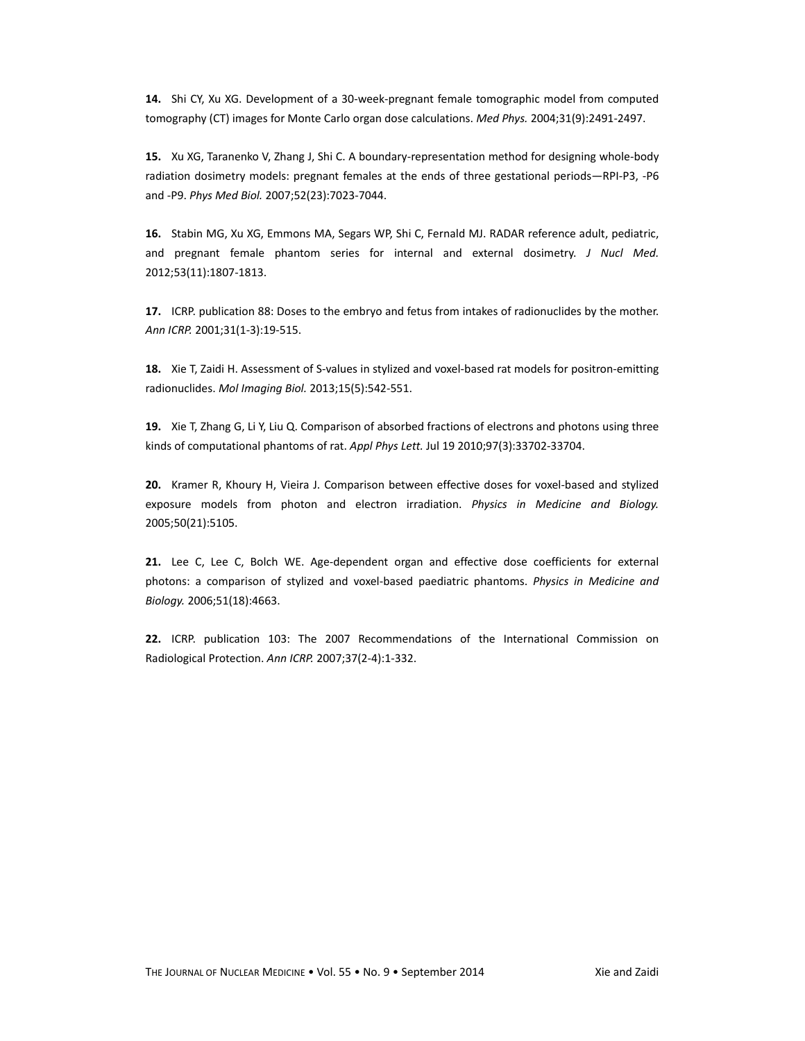**14.** Shi CY, Xu XG. Development of a 30-week-pregnant female tomographic model from computed tomography (CT) images for Monte Carlo organ dose calculations. *Med Phys.* 2004;31(9):2491-2497.

**15.** Xu XG, Taranenko V, Zhang J, Shi C. A boundary-representation method for designing whole-body radiation dosimetry models: pregnant females at the ends of three gestational periods—RPI-P3, -P6 and -P9. *Phys Med Biol.* 2007;52(23):7023-7044.

**16.** Stabin MG, Xu XG, Emmons MA, Segars WP, Shi C, Fernald MJ. RADAR reference adult, pediatric, and pregnant female phantom series for internal and external dosimetry. *J Nucl Med.* 2012;53(11):1807-1813.

**17.** ICRP. publication 88: Doses to the embryo and fetus from intakes of radionuclides by the mother. *Ann ICRP.* 2001;31(1-3):19-515.

**18.** Xie T, Zaidi H. Assessment of S-values in stylized and voxel-based rat models for positron-emitting radionuclides. *Mol Imaging Biol.* 2013;15(5):542-551.

**19.** Xie T, Zhang G, Li Y, Liu Q. Comparison of absorbed fractions of electrons and photons using three kinds of computational phantoms of rat. *Appl Phys Lett.* Jul 19 2010;97(3):33702-33704.

**20.** Kramer R, Khoury H, Vieira J. Comparison between effective doses for voxel-based and stylized exposure models from photon and electron irradiation. *Physics in Medicine and Biology.* 2005;50(21):5105.

**21.** Lee C, Lee C, Bolch WE. Age-dependent organ and effective dose coefficients for external photons: a comparison of stylized and voxel-based paediatric phantoms. *Physics in Medicine and Biology.* 2006;51(18):4663.

**22.** ICRP. publication 103: The 2007 Recommendations of the International Commission on Radiological Protection. *Ann ICRP.* 2007;37(2-4):1-332.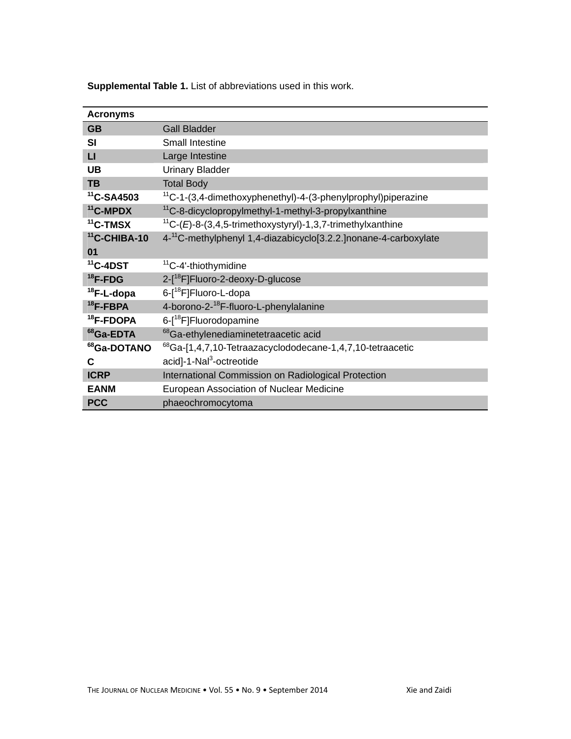**Supplemental Table 1.** List of abbreviations used in this work.

| **Acronyms** | |
|---|---|
| **GB** | Gall Bladder |
| **SI** | Small Intestine |
| **LI** | Large Intestine |
| **UB** | Urinary Bladder |
| **TB** | Total Body |
| **$^{11}$C-SA4503** | $^{11}$C-1-(3,4-dimethoxyphenethyl)-4-(3-phenylprophyl)piperazine |
| **$^{11}$C-MPDX** | $^{11}$C-8-dicyclopropylmethyl-1-methyl-3-propylxanthine |
| **$^{11}$C-TMSX** | $^{11}$C-(*E*)-8-(3,4,5-trimethoxystyryl)-1,3,7-trimethylxanthine |
| **$^{11}$C-CHIBA-1001** | 4-$^{11}$C-methylphenyl 1,4-diazabicyclo[3.2.2.]nonane-4-carboxylate |
| **$^{11}$C-4DST** | $^{11}$C-4'-thiothymidine |
| **$^{18}$F-FDG** | 2-[$^{18}$F]Fluoro-2-deoxy-D-glucose |
| **$^{18}$F-L-dopa** | 6-[$^{18}$F]Fluoro-L-dopa |
| **$^{18}$F-FBPA** | 4-borono-2-$^{18}$F-fluoro-L-phenylalanine |
| **$^{18}$F-FDOPA** | 6-[$^{18}$F]Fluorodopamine |
| **$^{68}$Ga-EDTA** | $^{68}$Ga-ethylenediaminetetraacetic acid |
| **$^{68}$Ga-DOTANOC** | $^{68}$Ga-[1,4,7,10-Tetraazacyclododecane-1,4,7,10-tetraacetic acid]-1-Nal$^{3}$-octreotide |
| **ICRP** | International Commission on Radiological Protection |
| **EANM** | European Association of Nuclear Medicine |
| **PCC** | phaeochromocytoma |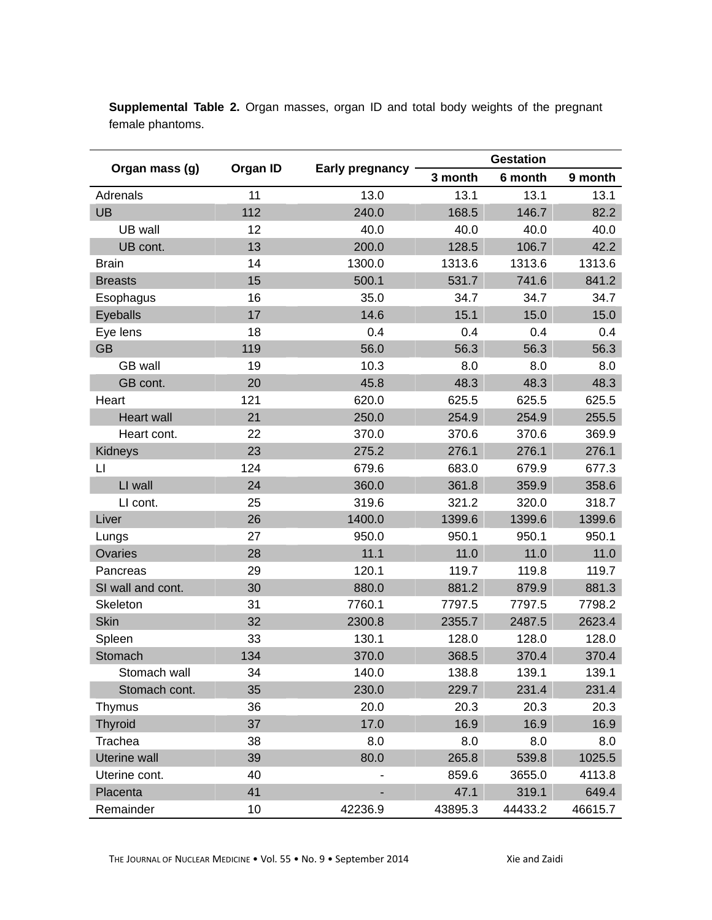**Supplemental Table 2.** Organ masses, organ ID and total body weights of the pregnant female phantoms.

| Organ mass (g) | Organ ID | Early pregnancy | Gestation | | |
|---|---|---|---|---|---|
| | | | 3 month | 6 month | 9 month |
| Adrenals | 11 | 13.0 | 13.1 | 13.1 | 13.1 |
| UB | 112 | 240.0 | 168.5 | 146.7 | 82.2 |
| UB wall | 12 | 40.0 | 40.0 | 40.0 | 40.0 |
| UB cont. | 13 | 200.0 | 128.5 | 106.7 | 42.2 |
| Brain | 14 | 1300.0 | 1313.6 | 1313.6 | 1313.6 |
| Breasts | 15 | 500.1 | 531.7 | 741.6 | 841.2 |
| Esophagus | 16 | 35.0 | 34.7 | 34.7 | 34.7 |
| Eyeballs | 17 | 14.6 | 15.1 | 15.0 | 15.0 |
| Eye lens | 18 | 0.4 | 0.4 | 0.4 | 0.4 |
| GB | 119 | 56.0 | 56.3 | 56.3 | 56.3 |
| GB wall | 19 | 10.3 | 8.0 | 8.0 | 8.0 |
| GB cont. | 20 | 45.8 | 48.3 | 48.3 | 48.3 |
| Heart | 121 | 620.0 | 625.5 | 625.5 | 625.5 |
| Heart wall | 21 | 250.0 | 254.9 | 254.9 | 255.5 |
| Heart cont. | 22 | 370.0 | 370.6 | 370.6 | 369.9 |
| Kidneys | 23 | 275.2 | 276.1 | 276.1 | 276.1 |
| LI | 124 | 679.6 | 683.0 | 679.9 | 677.3 |
| LI wall | 24 | 360.0 | 361.8 | 359.9 | 358.6 |
| LI cont. | 25 | 319.6 | 321.2 | 320.0 | 318.7 |
| Liver | 26 | 1400.0 | 1399.6 | 1399.6 | 1399.6 |
| Lungs | 27 | 950.0 | 950.1 | 950.1 | 950.1 |
| Ovaries | 28 | 11.1 | 11.0 | 11.0 | 11.0 |
| Pancreas | 29 | 120.1 | 119.7 | 119.8 | 119.7 |
| SI wall and cont. | 30 | 880.0 | 881.2 | 879.9 | 881.3 |
| Skeleton | 31 | 7760.1 | 7797.5 | 7797.5 | 7798.2 |
| Skin | 32 | 2300.8 | 2355.7 | 2487.5 | 2623.4 |
| Spleen | 33 | 130.1 | 128.0 | 128.0 | 128.0 |
| Stomach | 134 | 370.0 | 368.5 | 370.4 | 370.4 |
| Stomach wall | 34 | 140.0 | 138.8 | 139.1 | 139.1 |
| Stomach cont. | 35 | 230.0 | 229.7 | 231.4 | 231.4 |
| Thymus | 36 | 20.0 | 20.3 | 20.3 | 20.3 |
| Thyroid | 37 | 17.0 | 16.9 | 16.9 | 16.9 |
| Trachea | 38 | 8.0 | 8.0 | 8.0 | 8.0 |
| Uterine wall | 39 | 80.0 | 265.8 | 539.8 | 1025.5 |
| Uterine cont. | 40 | - | 859.6 | 3655.0 | 4113.8 |
| Placenta | 41 | - | 47.1 | 319.1 | 649.4 |
| Remainder | 10 | 42236.9 | 43895.3 | 44433.2 | 46615.7 |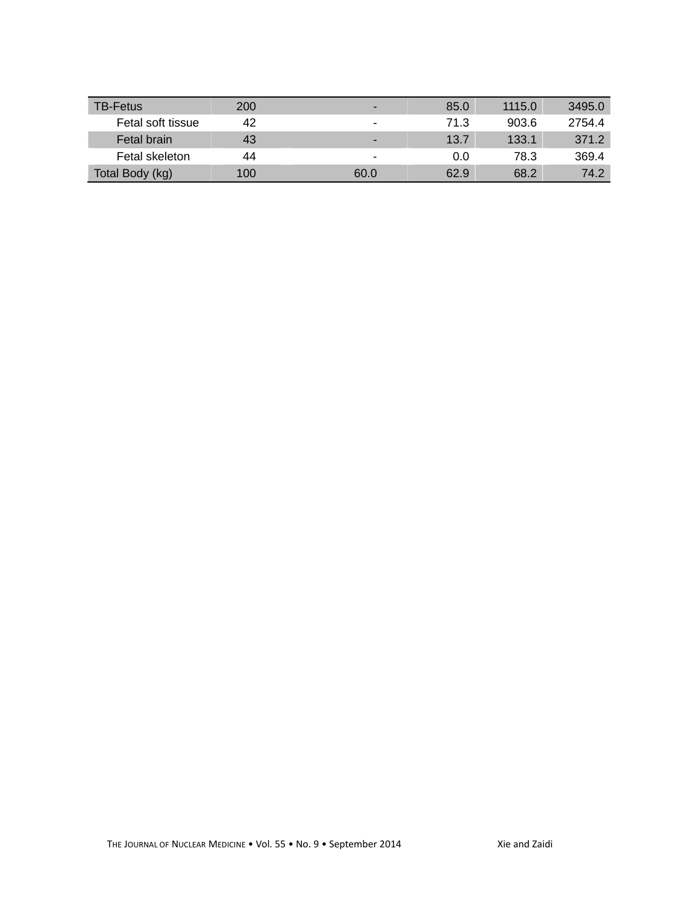| | | | | | |
|---|---|---|---|---|---|
| TB-Fetus | 200 | - | 85.0 | 1115.0 | 3495.0 |
| Fetal soft tissue | 42 | - | 71.3 | 903.6 | 2754.4 |
| Fetal brain | 43 | - | 13.7 | 133.1 | 371.2 |
| Fetal skeleton | 44 | - | 0.0 | 78.3 | 369.4 |
| Total Body (kg) | 100 | 60.0 | 62.9 | 68.2 | 74.2 |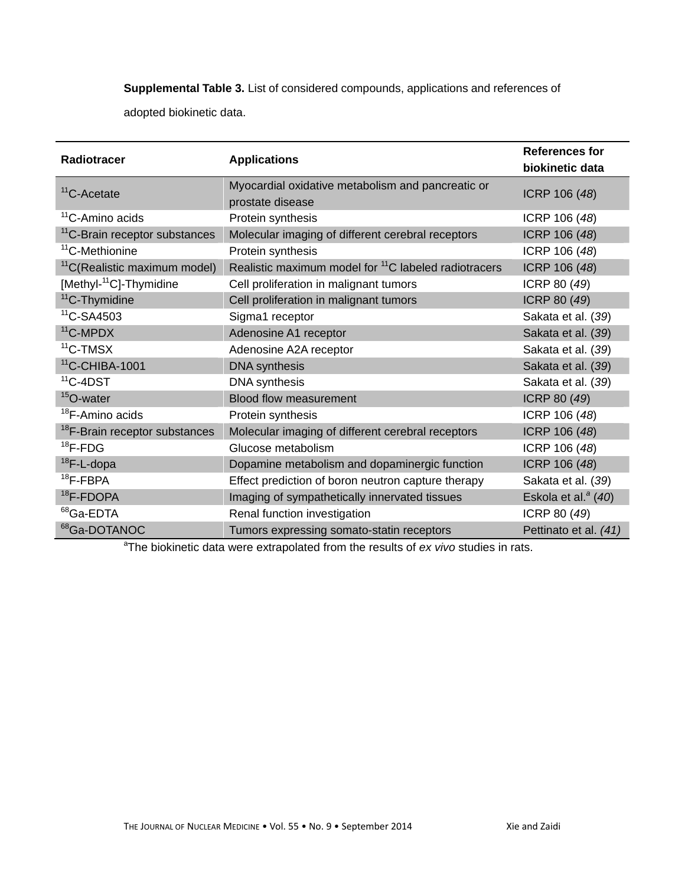**Supplemental Table 3.** List of considered compounds, applications and references of adopted biokinetic data.

| Radiotracer | Applications | References for biokinetic data |
|---|---|---|
| $^{11}$C-Acetate | Myocardial oxidative metabolism and pancreatic or prostate disease | ICRP 106 (*48*) |
| $^{11}$C-Amino acids | Protein synthesis | ICRP 106 (*48*) |
| $^{11}$C-Brain receptor substances | Molecular imaging of different cerebral receptors | ICRP 106 (*48*) |
| $^{11}$C-Methionine | Protein synthesis | ICRP 106 (*48*) |
| $^{11}$C(Realistic maximum model) | Realistic maximum model for $^{11}$C labeled radiotracers | ICRP 106 (*48*) |
| [Methyl-$^{11}$C]-Thymidine | Cell proliferation in malignant tumors | ICRP 80 (*49*) |
| $^{11}$C-Thymidine | Cell proliferation in malignant tumors | ICRP 80 (*49*) |
| $^{11}$C-SA4503 | Sigma1 receptor | Sakata et al. (*39*) |
| $^{11}$C-MPDX | Adenosine A1 receptor | Sakata et al. (*39*) |
| $^{11}$C-TMSX | Adenosine A2A receptor | Sakata et al. (*39*) |
| $^{11}$C-CHIBA-1001 | DNA synthesis | Sakata et al. (*39*) |
| $^{11}$C-4DST | DNA synthesis | Sakata et al. (*39*) |
| $^{15}$O-water | Blood flow measurement | ICRP 80 (*49*) |
| $^{18}$F-Amino acids | Protein synthesis | ICRP 106 (*48*) |
| $^{18}$F-Brain receptor substances | Molecular imaging of different cerebral receptors | ICRP 106 (*48*) |
| $^{18}$F-FDG | Glucose metabolism | ICRP 106 (*48*) |
| $^{18}$F-L-dopa | Dopamine metabolism and dopaminergic function | ICRP 106 (*48*) |
| $^{18}$F-FBPA | Effect prediction of boron neutron capture therapy | Sakata et al. (*39*) |
| $^{18}$F-FDOPA | Imaging of sympathetically innervated tissues | Eskola et al.[a] (*40*) |
| $^{68}$Ga-EDTA | Renal function investigation | ICRP 80 (*49*) |
| $^{68}$Ga-DOTANOC | Tumors expressing somato-statin receptors | Pettinato et al. *(41)* |

[a]The biokinetic data were extrapolated from the results of *ex vivo* studies in rats.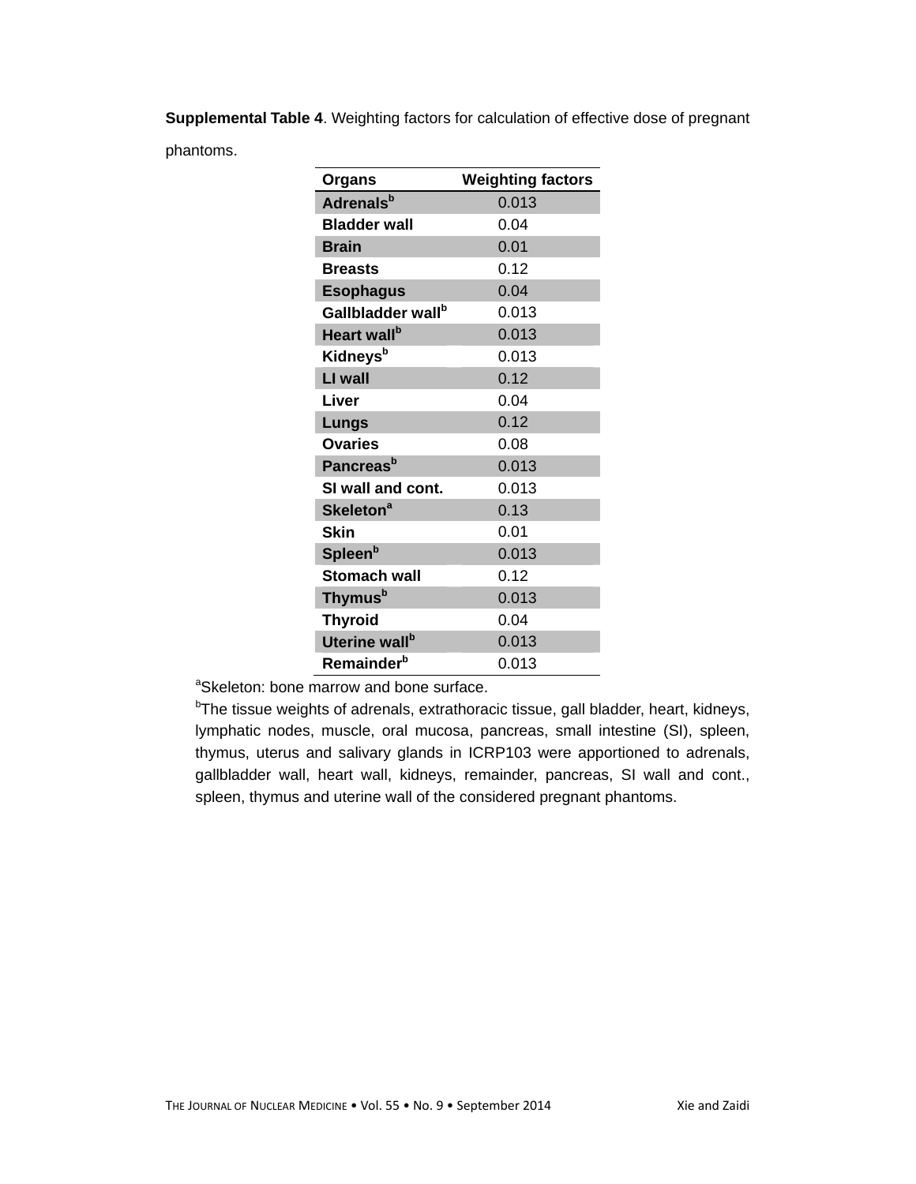**Supplemental Table 4**. Weighting factors for calculation of effective dose of pregnant phantoms.

| Organs | Weighting factors |
|---|---|
| **Adrenals**[b] | 0.013 |
| **Bladder wall** | 0.04 |
| **Brain** | 0.01 |
| **Breasts** | 0.12 |
| **Esophagus** | 0.04 |
| **Gallbladder wall**[b] | 0.013 |
| **Heart wall**[b] | 0.013 |
| **Kidneys**[b] | 0.013 |
| **LI wall** | 0.12 |
| **Liver** | 0.04 |
| **Lungs** | 0.12 |
| **Ovaries** | 0.08 |
| **Pancreas**[b] | 0.013 |
| **SI wall and cont.** | 0.013 |
| **Skeleton**[a] | 0.13 |
| **Skin** | 0.01 |
| **Spleen**[b] | 0.013 |
| **Stomach wall** | 0.12 |
| **Thymus**[b] | 0.013 |
| **Thyroid** | 0.04 |
| **Uterine wall**[b] | 0.013 |
| **Remainder**[b] | 0.013 |

[a]Skeleton: bone marrow and bone surface.

[b]The tissue weights of adrenals, extrathoracic tissue, gall bladder, heart, kidneys, lymphatic nodes, muscle, oral mucosa, pancreas, small intestine (SI), spleen, thymus, uterus and salivary glands in ICRP103 were apportioned to adrenals, gallbladder wall, heart wall, kidneys, remainder, pancreas, SI wall and cont., spleen, thymus and uterine wall of the considered pregnant phantoms.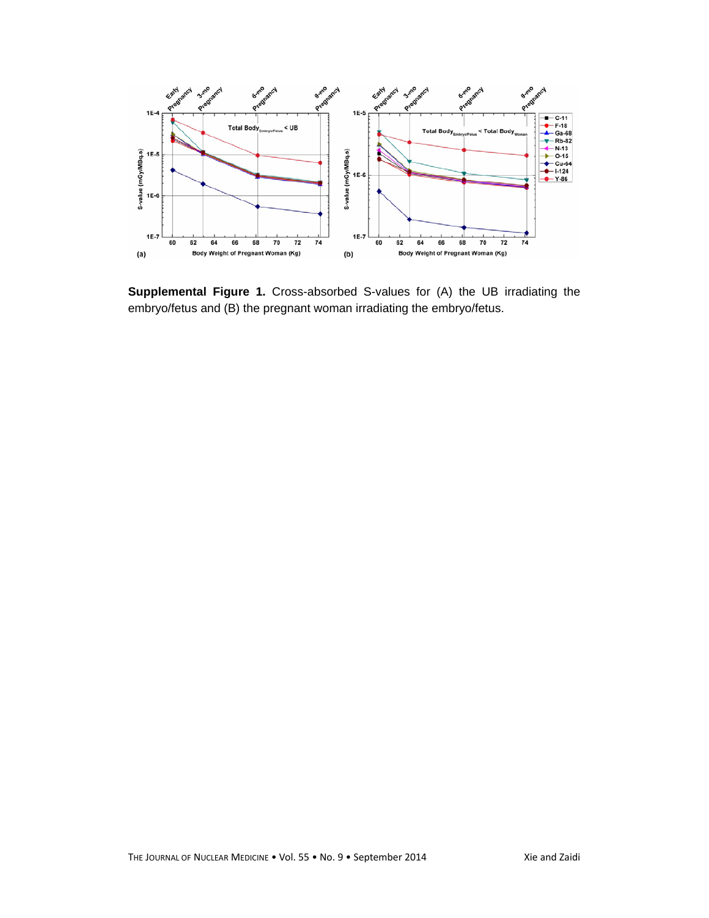**Supplemental Figure 1.** Cross-absorbed S-values for (A) the UB irradiating the embryo/fetus and (B) the pregnant woman irradiating the embryo/fetus.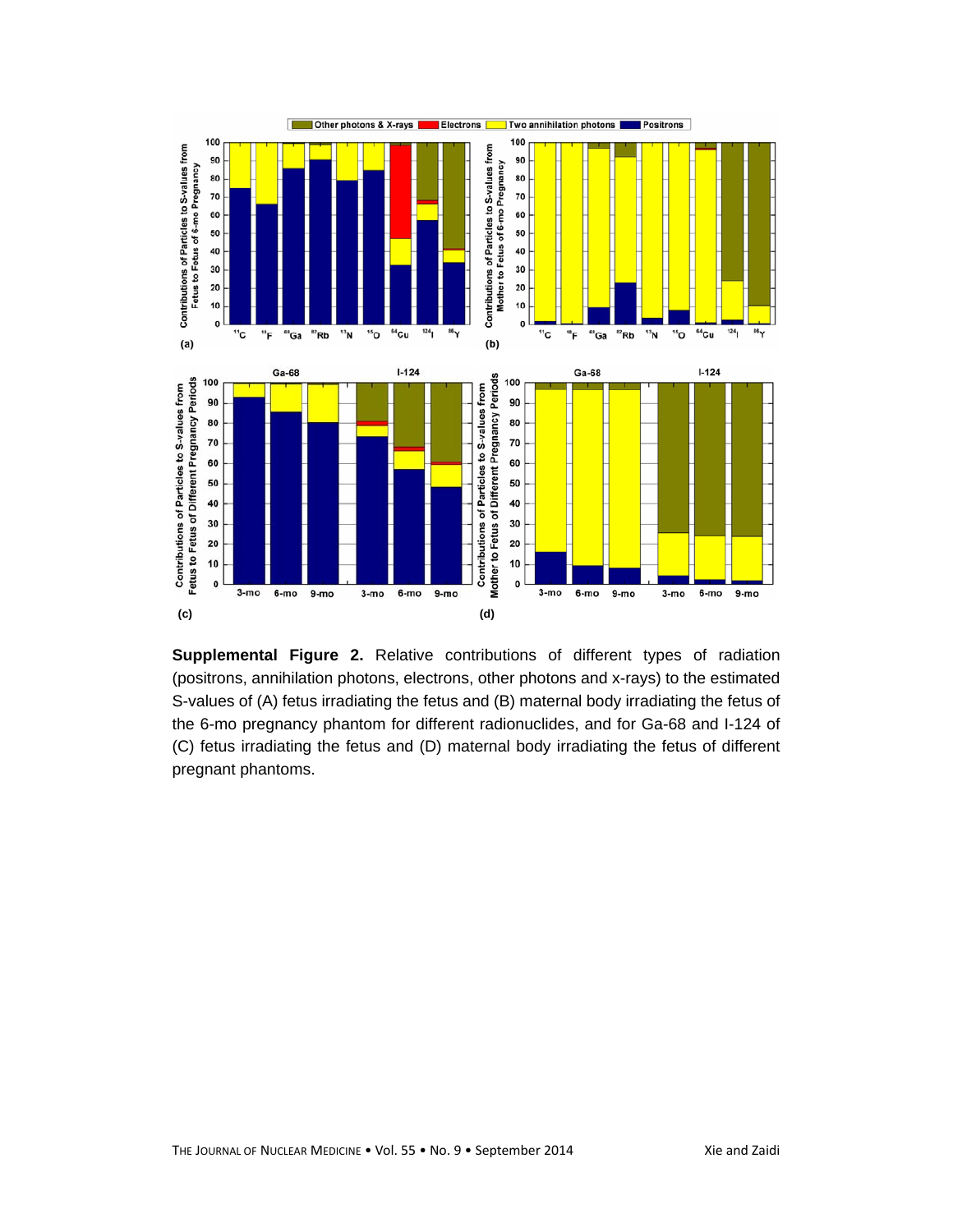Other photons & X-rays
Electrons
Two annihilation photons
Positrons

(a)

Contributions of Particles to S-values from Fetus to Fetus of 6-mo Pregnancy

100
90
80
70
60
50
40
30
20
10
0

$^{11}C$ $^{18}F$ $^{68}Ga$ $^{82}Rb$ $^{13}N$ $^{15}O$ $^{64}Cu$ $^{124}I$ $^{86}Y$

(b)

Contributions of Particles to S-values from Mother to Fetus of 6-mo Pregnancy

100
90
80
70
60
50
40
30
20
10
0

$^{11}C$ $^{18}F$ $^{68}Ga$ $^{82}Rb$ $^{13}N$ $^{15}O$ $^{64}Cu$ $^{124}I$ $^{86}Y$

(c)

Contributions of Particles to S-values from Fetus to Fetus of Different Pregnancy Periods

Ga-68
I-124

100
90
80
70
60
50
40
30
20
10
0

3-mo 6-mo 9-mo 3-mo 6-mo 9-mo

(d)

Contributions of Particles to S-values from Mother to Fetus of Different Pregnancy Periods

Ga-68
I-124

100
90
80
70
60
50
40
30
20
10
0

3-mo 6-mo 9-mo 3-mo 6-mo 9-mo

**Supplemental Figure 2.** Relative contributions of different types of radiation (positrons, annihilation photons, electrons, other photons and x-rays) to the estimated S-values of (A) fetus irradiating the fetus and (B) maternal body irradiating the fetus of the 6-mo pregnancy phantom for different radionuclides, and for Ga-68 and I-124 of (C) fetus irradiating the fetus and (D) maternal body irradiating the fetus of different pregnant phantoms.